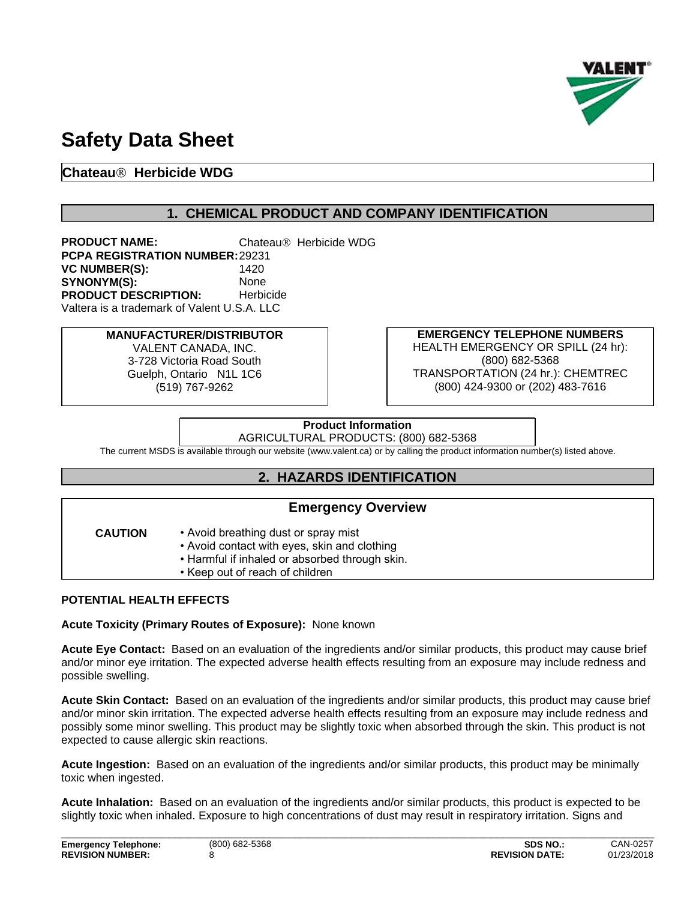# Safety Data Sheet

**Chateau® Herbicide WDG**

## 1. CHEMICAL PRODUCT AND COMPANY IDENTIFICATION

**PRODUCT NAME:** Chateau® Herbicide WDG
**PCPA REGISTRATION NUMBER:** 29231
**VC NUMBER(S):** 1420
**SYNONYM(S):** None
**PRODUCT DESCRIPTION:** Herbicide
Valtera is a trademark of Valent U.S.A. LLC

**MANUFACTURER/DISTRIBUTOR**
VALENT CANADA, INC.
3-728 Victoria Road South
Guelph, Ontario N1L 1C6
(519) 767-9262

**EMERGENCY TELEPHONE NUMBERS**
HEALTH EMERGENCY OR SPILL (24 hr):
(800) 682-5368
TRANSPORTATION (24 hr.): CHEMTREC
(800) 424-9300 or (202) 483-7616

**Product Information**
AGRICULTURAL PRODUCTS: (800) 682-5368

The current MSDS is available through our website (www.valent.ca) or by calling the product information number(s) listed above.

## 2. HAZARDS IDENTIFICATION

### Emergency Overview

**CAUTION**
- Avoid breathing dust or spray mist
- Avoid contact with eyes, skin and clothing
- Harmful if inhaled or absorbed through skin.
- Keep out of reach of children

**POTENTIAL HEALTH EFFECTS**

**Acute Toxicity (Primary Routes of Exposure):** None known

**Acute Eye Contact:** Based on an evaluation of the ingredients and/or similar products, this product may cause brief and/or minor eye irritation. The expected adverse health effects resulting from an exposure may include redness and possible swelling.

**Acute Skin Contact:** Based on an evaluation of the ingredients and/or similar products, this product may cause brief and/or minor skin irritation. The expected adverse health effects resulting from an exposure may include redness and possibly some minor swelling. This product may be slightly toxic when absorbed through the skin. This product is not expected to cause allergic skin reactions.

**Acute Ingestion:** Based on an evaluation of the ingredients and/or similar products, this product may be minimally toxic when ingested.

**Acute Inhalation:** Based on an evaluation of the ingredients and/or similar products, this product is expected to be slightly toxic when inhaled. Exposure to high concentrations of dust may result in respiratory irritation. Signs and

| | | | |
|---|---|---|---|
| **Emergency Telephone:** | (800) 682-5368 | **SDS NO.:** | CAN-0257 |
| **REVISION NUMBER:** | 8 | **REVISION DATE:** | 01/23/2018 |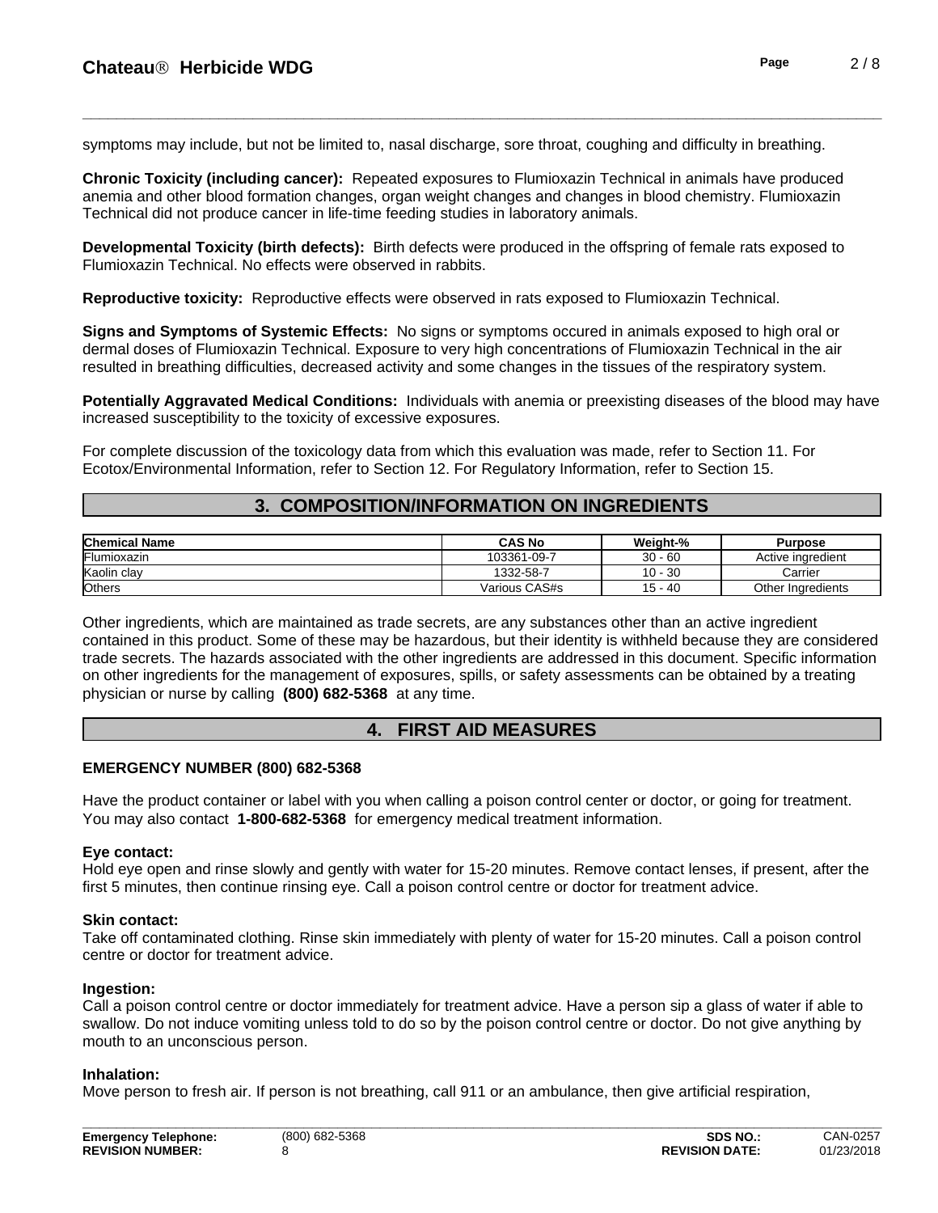symptoms may include, but not be limited to, nasal discharge, sore throat, coughing and difficulty in breathing.

**Chronic Toxicity (including cancer):** Repeated exposures to Flumioxazin Technical in animals have produced anemia and other blood formation changes, organ weight changes and changes in blood chemistry. Flumioxazin Technical did not produce cancer in life-time feeding studies in laboratory animals.

**Developmental Toxicity (birth defects):** Birth defects were produced in the offspring of female rats exposed to Flumioxazin Technical. No effects were observed in rabbits.

**Reproductive toxicity:** Reproductive effects were observed in rats exposed to Flumioxazin Technical.

**Signs and Symptoms of Systemic Effects:** No signs or symptoms occured in animals exposed to high oral or dermal doses of Flumioxazin Technical. Exposure to very high concentrations of Flumioxazin Technical in the air resulted in breathing difficulties, decreased activity and some changes in the tissues of the respiratory system.

**Potentially Aggravated Medical Conditions:** Individuals with anemia or preexisting diseases of the blood may have increased susceptibility to the toxicity of excessive exposures.

For complete discussion of the toxicology data from which this evaluation was made, refer to Section 11. For Ecotox/Environmental Information, refer to Section 12. For Regulatory Information, refer to Section 15.

## 3. COMPOSITION/INFORMATION ON INGREDIENTS

| Chemical Name | CAS No | Weight-% | Purpose |
|---|---|---|---|
| Flumioxazin | 103361-09-7 | 30 - 60 | Active ingredient |
| Kaolin clay | 1332-58-7 | 10 - 30 | Carrier |
| Others | Various CAS#s | 15 - 40 | Other Ingredients |

Other ingredients, which are maintained as trade secrets, are any substances other than an active ingredient contained in this product. Some of these may be hazardous, but their identity is withheld because they are considered trade secrets. The hazards associated with the other ingredients are addressed in this document. Specific information on other ingredients for the management of exposures, spills, or safety assessments can be obtained by a treating physician or nurse by calling **(800) 682-5368** at any time.

## 4. FIRST AID MEASURES

**EMERGENCY NUMBER (800) 682-5368**

Have the product container or label with you when calling a poison control center or doctor, or going for treatment. You may also contact **1-800-682-5368** for emergency medical treatment information.

**Eye contact:**
Hold eye open and rinse slowly and gently with water for 15-20 minutes. Remove contact lenses, if present, after the first 5 minutes, then continue rinsing eye. Call a poison control centre or doctor for treatment advice.

**Skin contact:**
Take off contaminated clothing. Rinse skin immediately with plenty of water for 15-20 minutes. Call a poison control centre or doctor for treatment advice.

**Ingestion:**
Call a poison control centre or doctor immediately for treatment advice. Have a person sip a glass of water if able to swallow. Do not induce vomiting unless told to do so by the poison control centre or doctor. Do not give anything by mouth to an unconscious person.

**Inhalation:**
Move person to fresh air. If person is not breathing, call 911 or an ambulance, then give artificial respiration,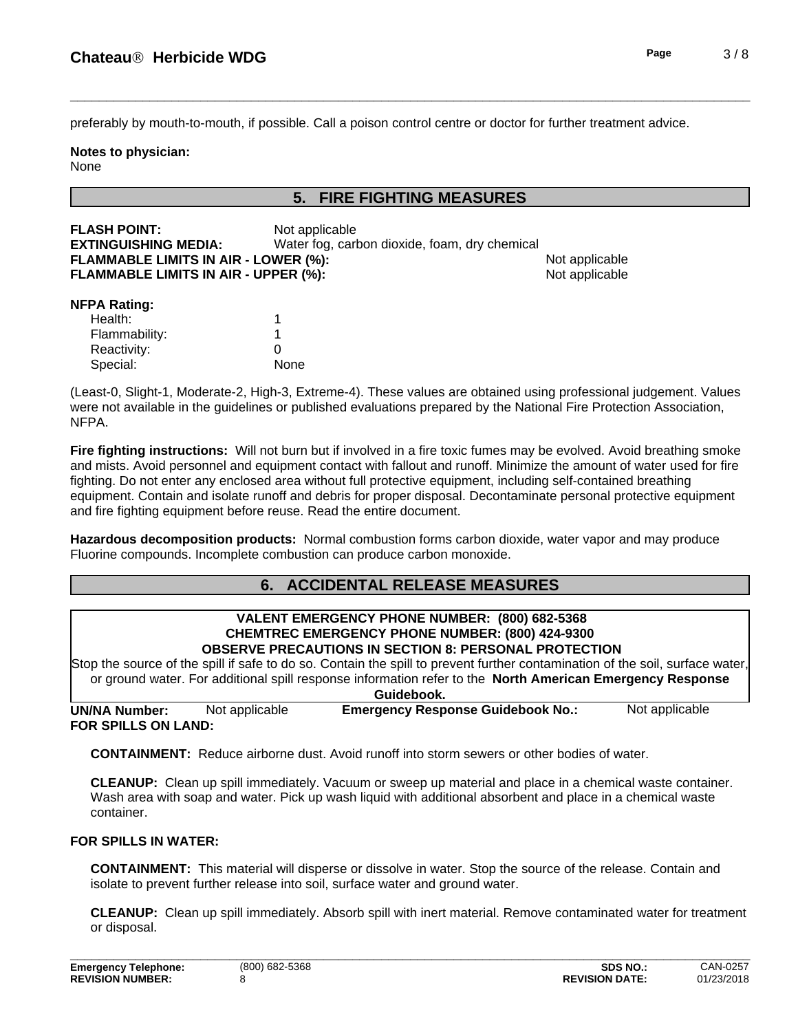preferably by mouth-to-mouth, if possible. Call a poison control centre or doctor for further treatment advice.

**Notes to physician:**
None

## 5. FIRE FIGHTING MEASURES

**FLASH POINT:** Not applicable
**EXTINGUISHING MEDIA:** Water fog, carbon dioxide, foam, dry chemical
**FLAMMABLE LIMITS IN AIR - LOWER (%):** Not applicable
**FLAMMABLE LIMITS IN AIR - UPPER (%):** Not applicable

**NFPA Rating:**

| | |
|---|---|
| Health: | 1 |
| Flammability: | 1 |
| Reactivity: | 0 |
| Special: | None |

(Least-0, Slight-1, Moderate-2, High-3, Extreme-4). These values are obtained using professional judgement. Values were not available in the guidelines or published evaluations prepared by the National Fire Protection Association, NFPA.

**Fire fighting instructions:** Will not burn but if involved in a fire toxic fumes may be evolved. Avoid breathing smoke and mists. Avoid personnel and equipment contact with fallout and runoff. Minimize the amount of water used for fire fighting. Do not enter any enclosed area without full protective equipment, including self-contained breathing equipment. Contain and isolate runoff and debris for proper disposal. Decontaminate personal protective equipment and fire fighting equipment before reuse. Read the entire document.

**Hazardous decomposition products:** Normal combustion forms carbon dioxide, water vapor and may produce Fluorine compounds. Incomplete combustion can produce carbon monoxide.

## 6. ACCIDENTAL RELEASE MEASURES

**VALENT EMERGENCY PHONE NUMBER: (800) 682-5368**
**CHEMTREC EMERGENCY PHONE NUMBER: (800) 424-9300**
**OBSERVE PRECAUTIONS IN SECTION 8: PERSONAL PROTECTION**

Stop the source of the spill if safe to do so. Contain the spill to prevent further contamination of the soil, surface water, or ground water. For additional spill response information refer to the **North American Emergency Response Guidebook.**

**UN/NA Number:** Not applicable **Emergency Response Guidebook No.:** Not applicable

**FOR SPILLS ON LAND:**

**CONTAINMENT:** Reduce airborne dust. Avoid runoff into storm sewers or other bodies of water.

**CLEANUP:** Clean up spill immediately. Vacuum or sweep up material and place in a chemical waste container. Wash area with soap and water. Pick up wash liquid with additional absorbent and place in a chemical waste container.

**FOR SPILLS IN WATER:**

**CONTAINMENT:** This material will disperse or dissolve in water. Stop the source of the release. Contain and isolate to prevent further release into soil, surface water and ground water.

**CLEANUP:** Clean up spill immediately. Absorb spill with inert material. Remove contaminated water for treatment or disposal.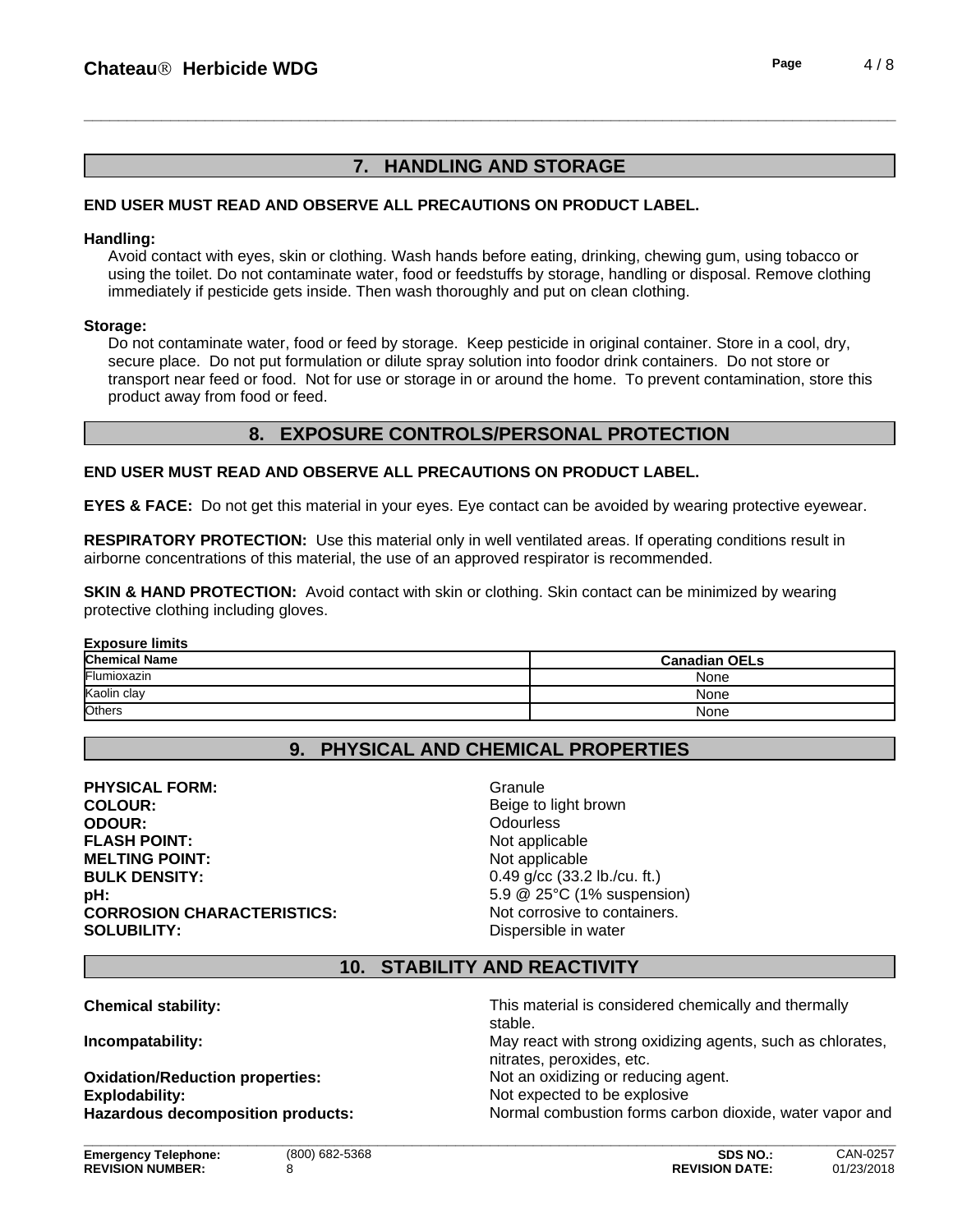## 7. HANDLING AND STORAGE

**END USER MUST READ AND OBSERVE ALL PRECAUTIONS ON PRODUCT LABEL.**

**Handling:**

Avoid contact with eyes, skin or clothing. Wash hands before eating, drinking, chewing gum, using tobacco or using the toilet. Do not contaminate water, food or feedstuffs by storage, handling or disposal. Remove clothing immediately if pesticide gets inside. Then wash thoroughly and put on clean clothing.

**Storage:**

Do not contaminate water, food or feed by storage. Keep pesticide in original container. Store in a cool, dry, secure place. Do not put formulation or dilute spray solution into foodor drink containers. Do not store or transport near feed or food. Not for use or storage in or around the home. To prevent contamination, store this product away from food or feed.

## 8. EXPOSURE CONTROLS/PERSONAL PROTECTION

**END USER MUST READ AND OBSERVE ALL PRECAUTIONS ON PRODUCT LABEL.**

**EYES & FACE:** Do not get this material in your eyes. Eye contact can be avoided by wearing protective eyewear.

**RESPIRATORY PROTECTION:** Use this material only in well ventilated areas. If operating conditions result in airborne concentrations of this material, the use of an approved respirator is recommended.

**SKIN & HAND PROTECTION:** Avoid contact with skin or clothing. Skin contact can be minimized by wearing protective clothing including gloves.

**Exposure limits**

| Chemical Name | Canadian OELs |
|---|---|
| Flumioxazin | None |
| Kaolin clay | None |
| Others | None |

## 9. PHYSICAL AND CHEMICAL PROPERTIES

**PHYSICAL FORM:** Granule
**COLOUR:** Beige to light brown
**ODOUR:** Odourless
**FLASH POINT:** Not applicable
**MELTING POINT:** Not applicable
**BULK DENSITY:** 0.49 g/cc (33.2 lb./cu. ft.)
**pH:** 5.9 @ 25°C (1% suspension)
**CORROSION CHARACTERISTICS:** Not corrosive to containers.
**SOLUBILITY:** Dispersible in water

## 10. STABILITY AND REACTIVITY

**Chemical stability:** This material is considered chemically and thermally stable.
**Incompatability:** May react with strong oxidizing agents, such as chlorates, nitrates, peroxides, etc.
**Oxidation/Reduction properties:** Not an oxidizing or reducing agent.
**Explodability:** Not expected to be explosive
**Hazardous decomposition products:** Normal combustion forms carbon dioxide, water vapor and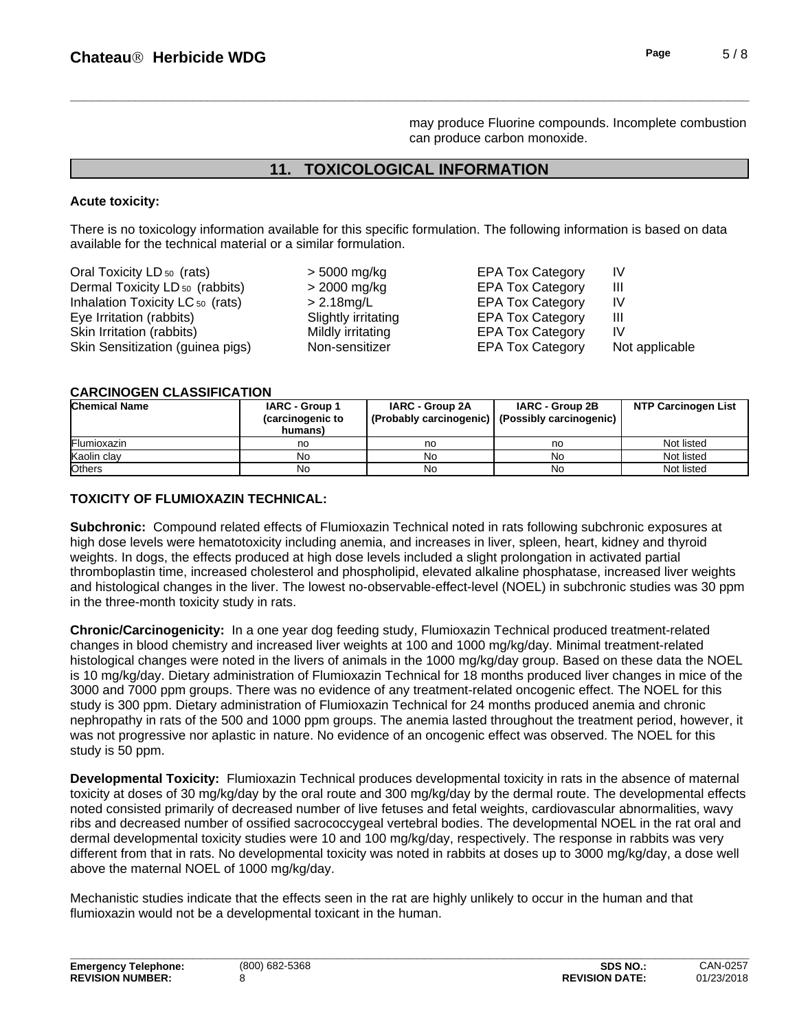may produce Fluorine compounds. Incomplete combustion can produce carbon monoxide.

## 11. TOXICOLOGICAL INFORMATION

**Acute toxicity:**

There is no toxicology information available for this specific formulation. The following information is based on data available for the technical material or a similar formulation.

| | | | |
|---|---|---|---|
| Oral Toxicity $LD_{50}$ (rats) | > 5000 mg/kg | EPA Tox Category | IV |
| Dermal Toxicity $LD_{50}$ (rabbits) | > 2000 mg/kg | EPA Tox Category | III |
| Inhalation Toxicity $LC_{50}$ (rats) | > 2.18mg/L | EPA Tox Category | IV |
| Eye Irritation (rabbits) | Slightly irritating | EPA Tox Category | III |
| Skin Irritation (rabbits) | Mildly irritating | EPA Tox Category | IV |
| Skin Sensitization (guinea pigs) | Non-sensitizer | EPA Tox Category | Not applicable |

**CARCINOGEN CLASSIFICATION**

| Chemical Name | IARC - Group 1 (carcinogenic to humans) | IARC - Group 2A (Probably carcinogenic) | IARC - Group 2B (Possibly carcinogenic) | NTP Carcinogen List |
|---|---|---|---|---|
| Flumioxazin | no | no | no | Not listed |
| Kaolin clay | No | No | No | Not listed |
| Others | No | No | No | Not listed |

**TOXICITY OF FLUMIOXAZIN TECHNICAL:**

**Subchronic:** Compound related effects of Flumioxazin Technical noted in rats following subchronic exposures at high dose levels were hematotoxicity including anemia, and increases in liver, spleen, heart, kidney and thyroid weights. In dogs, the effects produced at high dose levels included a slight prolongation in activated partial thromboplastin time, increased cholesterol and phospholipid, elevated alkaline phosphatase, increased liver weights and histological changes in the liver. The lowest no-observable-effect-level (NOEL) in subchronic studies was 30 ppm in the three-month toxicity study in rats.

**Chronic/Carcinogenicity:** In a one year dog feeding study, Flumioxazin Technical produced treatment-related changes in blood chemistry and increased liver weights at 100 and 1000 mg/kg/day. Minimal treatment-related histological changes were noted in the livers of animals in the 1000 mg/kg/day group. Based on these data the NOEL is 10 mg/kg/day. Dietary administration of Flumioxazin Technical for 18 months produced liver changes in mice of the 3000 and 7000 ppm groups. There was no evidence of any treatment-related oncogenic effect. The NOEL for this study is 300 ppm. Dietary administration of Flumioxazin Technical for 24 months produced anemia and chronic nephropathy in rats of the 500 and 1000 ppm groups. The anemia lasted throughout the treatment period, however, it was not progressive nor aplastic in nature. No evidence of an oncogenic effect was observed. The NOEL for this study is 50 ppm.

**Developmental Toxicity:** Flumioxazin Technical produces developmental toxicity in rats in the absence of maternal toxicity at doses of 30 mg/kg/day by the oral route and 300 mg/kg/day by the dermal route. The developmental effects noted consisted primarily of decreased number of live fetuses and fetal weights, cardiovascular abnormalities, wavy ribs and decreased number of ossified sacrococcygeal vertebral bodies. The developmental NOEL in the rat oral and dermal developmental toxicity studies were 10 and 100 mg/kg/day, respectively. The response in rabbits was very different from that in rats. No developmental toxicity was noted in rabbits at doses up to 3000 mg/kg/day, a dose well above the maternal NOEL of 1000 mg/kg/day.

Mechanistic studies indicate that the effects seen in the rat are highly unlikely to occur in the human and that flumioxazin would not be a developmental toxicant in the human.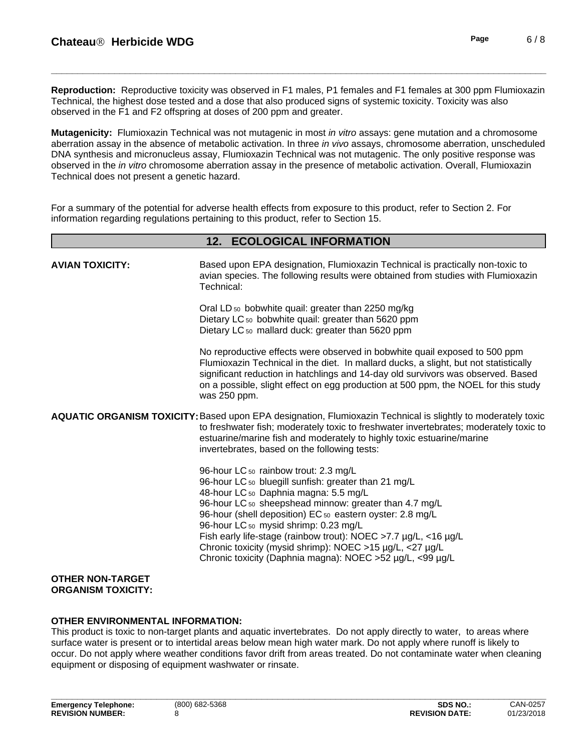**Reproduction:** Reproductive toxicity was observed in F1 males, P1 females and F1 females at 300 ppm Flumioxazin Technical, the highest dose tested and a dose that also produced signs of systemic toxicity. Toxicity was also observed in the F1 and F2 offspring at doses of 200 ppm and greater.

**Mutagenicity:** Flumioxazin Technical was not mutagenic in most *in vitro* assays: gene mutation and a chromosome aberration assay in the absence of metabolic activation. In three *in vivo* assays, chromosome aberration, unscheduled DNA synthesis and micronucleus assay, Flumioxazin Technical was not mutagenic. The only positive response was observed in the *in vitro* chromosome aberration assay in the presence of metabolic activation. Overall, Flumioxazin Technical does not present a genetic hazard.

For a summary of the potential for adverse health effects from exposure to this product, refer to Section 2. For information regarding regulations pertaining to this product, refer to Section 15.

## 12. ECOLOGICAL INFORMATION

**AVIAN TOXICITY:** Based upon EPA designation, Flumioxazin Technical is practically non-toxic to avian species. The following results were obtained from studies with Flumioxazin Technical:

Oral $LD_{50}$ bobwhite quail: greater than 2250 mg/kg
Dietary $LC_{50}$ bobwhite quail: greater than 5620 ppm
Dietary $LC_{50}$ mallard duck: greater than 5620 ppm

No reproductive effects were observed in bobwhite quail exposed to 500 ppm Flumioxazin Technical in the diet. In mallard ducks, a slight, but not statistically significant reduction in hatchlings and 14-day old survivors was observed. Based on a possible, slight effect on egg production at 500 ppm, the NOEL for this study was 250 ppm.

**AQUATIC ORGANISM TOXICITY:** Based upon EPA designation, Flumioxazin Technical is slightly to moderately toxic to freshwater fish; moderately toxic to freshwater invertebrates; moderately toxic to estuarine/marine fish and moderately to highly toxic estuarine/marine invertebrates, based on the following tests:

96-hour $LC_{50}$ rainbow trout: 2.3 mg/L
96-hour $LC_{50}$ bluegill sunfish: greater than 21 mg/L
48-hour $LC_{50}$ Daphnia magna: 5.5 mg/L
96-hour $LC_{50}$ sheepshead minnow: greater than 4.7 mg/L
96-hour (shell deposition) $EC_{50}$ eastern oyster: 2.8 mg/L
96-hour $LC_{50}$ mysid shrimp: 0.23 mg/L
Fish early life-stage (rainbow trout): NOEC >7.7 µg/L, <16 µg/L
Chronic toxicity (mysid shrimp): NOEC >15 µg/L, <27 µg/L
Chronic toxicity (Daphnia magna): NOEC >52 µg/L, <99 µg/L

**OTHER NON-TARGET ORGANISM TOXICITY:**

**OTHER ENVIRONMENTAL INFORMATION:**
This product is toxic to non-target plants and aquatic invertebrates. Do not apply directly to water, to areas where surface water is present or to intertidal areas below mean high water mark. Do not apply where runoff is likely to occur. Do not apply where weather conditions favor drift from areas treated. Do not contaminate water when cleaning equipment or disposing of equipment washwater or rinsate.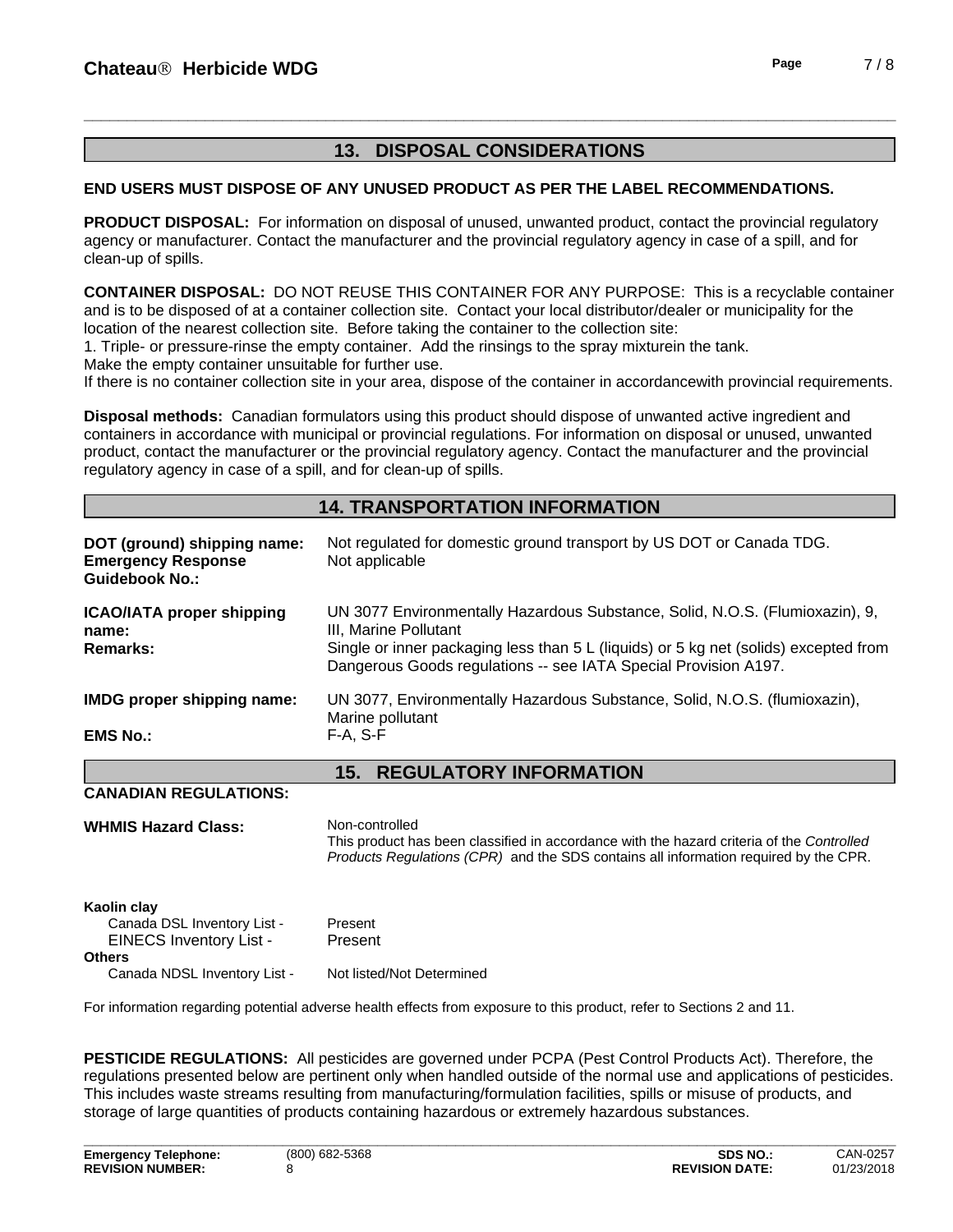## 13. DISPOSAL CONSIDERATIONS

**END USERS MUST DISPOSE OF ANY UNUSED PRODUCT AS PER THE LABEL RECOMMENDATIONS.**

**PRODUCT DISPOSAL:** For information on disposal of unused, unwanted product, contact the provincial regulatory agency or manufacturer. Contact the manufacturer and the provincial regulatory agency in case of a spill, and for clean-up of spills.

**CONTAINER DISPOSAL:** DO NOT REUSE THIS CONTAINER FOR ANY PURPOSE: This is a recyclable container and is to be disposed of at a container collection site. Contact your local distributor/dealer or municipality for the location of the nearest collection site. Before taking the container to the collection site:
1. Triple- or pressure-rinse the empty container. Add the rinsings to the spray mixturein the tank.
Make the empty container unsuitable for further use.
If there is no container collection site in your area, dispose of the container in accordancewith provincial requirements.

**Disposal methods:** Canadian formulators using this product should dispose of unwanted active ingredient and containers in accordance with municipal or provincial regulations. For information on disposal or unused, unwanted product, contact the manufacturer or the provincial regulatory agency. Contact the manufacturer and the provincial regulatory agency in case of a spill, and for clean-up of spills.

## 14. TRANSPORTATION INFORMATION

| | |
|---|---|
| **DOT (ground) shipping name:** | Not regulated for domestic ground transport by US DOT or Canada TDG. |
| **Emergency Response Guidebook No.:** | Not applicable |
| **ICAO/IATA proper shipping name:** | UN 3077 Environmentally Hazardous Substance, Solid, N.O.S. (Flumioxazin), 9, III, Marine Pollutant |
| **Remarks:** | Single or inner packaging less than 5 L (liquids) or 5 kg net (solids) excepted from Dangerous Goods regulations -- see IATA Special Provision A197. |
| **IMDG proper shipping name:** | UN 3077, Environmentally Hazardous Substance, Solid, N.O.S. (flumioxazin), Marine pollutant |
| **EMS No.:** | F-A, S-F |

## 15. REGULATORY INFORMATION

**CANADIAN REGULATIONS:**

**WHMIS Hazard Class:** Non-controlled
This product has been classified in accordance with the hazard criteria of the *Controlled Products Regulations (CPR)* and the SDS contains all information required by the CPR.

**Kaolin clay**

| | |
|---|---|
| Canada DSL Inventory List - | Present |
| EINECS Inventory List - | Present |

**Others**

| | |
|---|---|
| Canada NDSL Inventory List - | Not listed/Not Determined |

For information regarding potential adverse health effects from exposure to this product, refer to Sections 2 and 11.

**PESTICIDE REGULATIONS:** All pesticides are governed under PCPA (Pest Control Products Act). Therefore, the regulations presented below are pertinent only when handled outside of the normal use and applications of pesticides. This includes waste streams resulting from manufacturing/formulation facilities, spills or misuse of products, and storage of large quantities of products containing hazardous or extremely hazardous substances.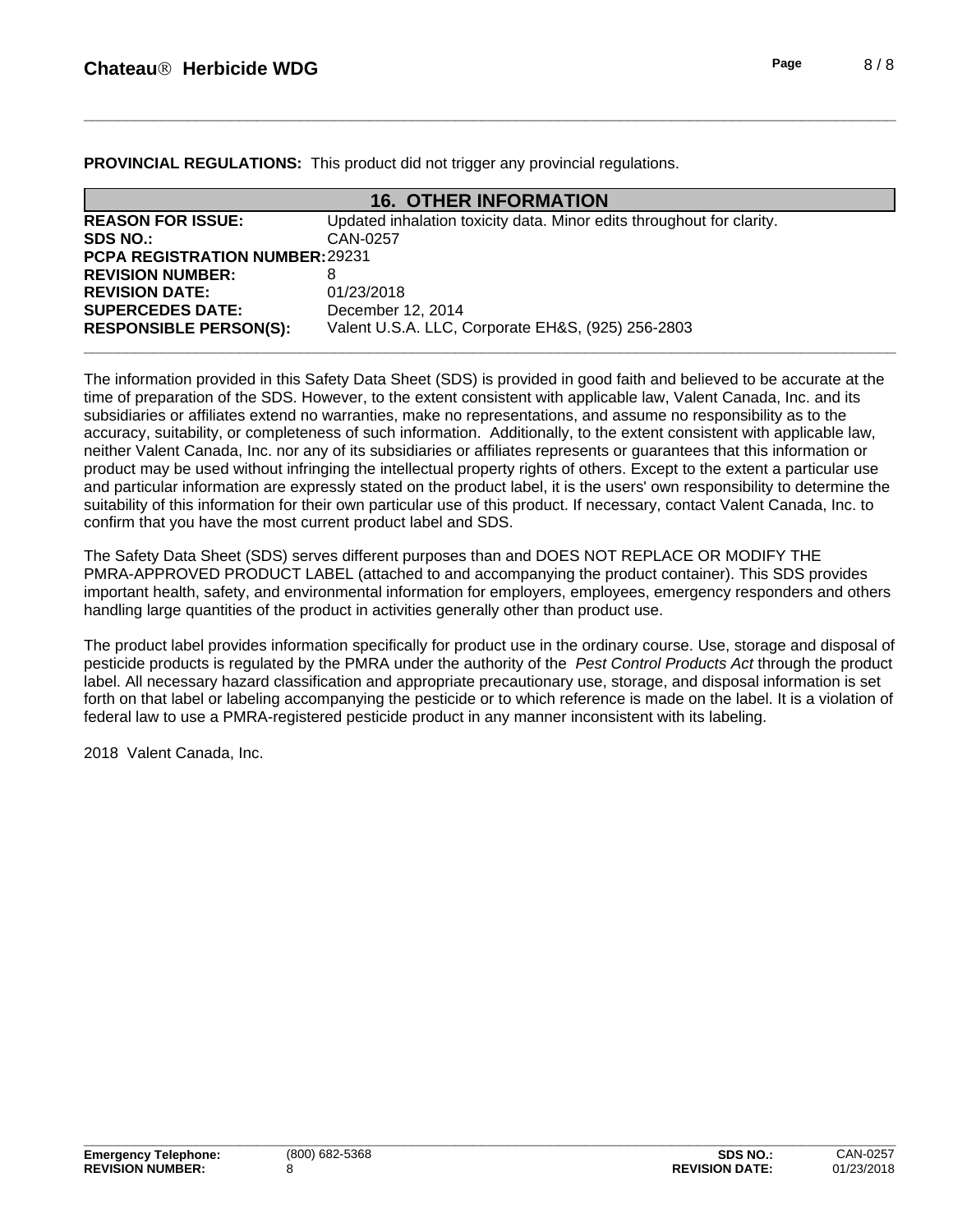**PROVINCIAL REGULATIONS:** This product did not trigger any provincial regulations.

## 16. OTHER INFORMATION

| | |
|---|---|
| **REASON FOR ISSUE:** | Updated inhalation toxicity data. Minor edits throughout for clarity. |
| **SDS NO.:** | CAN-0257 |
| **PCPA REGISTRATION NUMBER:** | 29231 |
| **REVISION NUMBER:** | 8 |
| **REVISION DATE:** | 01/23/2018 |
| **SUPERCEDES DATE:** | December 12, 2014 |
| **RESPONSIBLE PERSON(S):** | Valent U.S.A. LLC, Corporate EH&S, (925) 256-2803 |

The information provided in this Safety Data Sheet (SDS) is provided in good faith and believed to be accurate at the time of preparation of the SDS. However, to the extent consistent with applicable law, Valent Canada, Inc. and its subsidiaries or affiliates extend no warranties, make no representations, and assume no responsibility as to the accuracy, suitability, or completeness of such information. Additionally, to the extent consistent with applicable law, neither Valent Canada, Inc. nor any of its subsidiaries or affiliates represents or guarantees that this information or product may be used without infringing the intellectual property rights of others. Except to the extent a particular use and particular information are expressly stated on the product label, it is the users' own responsibility to determine the suitability of this information for their own particular use of this product. If necessary, contact Valent Canada, Inc. to confirm that you have the most current product label and SDS.

The Safety Data Sheet (SDS) serves different purposes than and DOES NOT REPLACE OR MODIFY THE PMRA-APPROVED PRODUCT LABEL (attached to and accompanying the product container). This SDS provides important health, safety, and environmental information for employers, employees, emergency responders and others handling large quantities of the product in activities generally other than product use.

The product label provides information specifically for product use in the ordinary course. Use, storage and disposal of pesticide products is regulated by the PMRA under the authority of the *Pest Control Products Act* through the product label. All necessary hazard classification and appropriate precautionary use, storage, and disposal information is set forth on that label or labeling accompanying the pesticide or to which reference is made on the label. It is a violation of federal law to use a PMRA-registered pesticide product in any manner inconsistent with its labeling.

2018 Valent Canada, Inc.